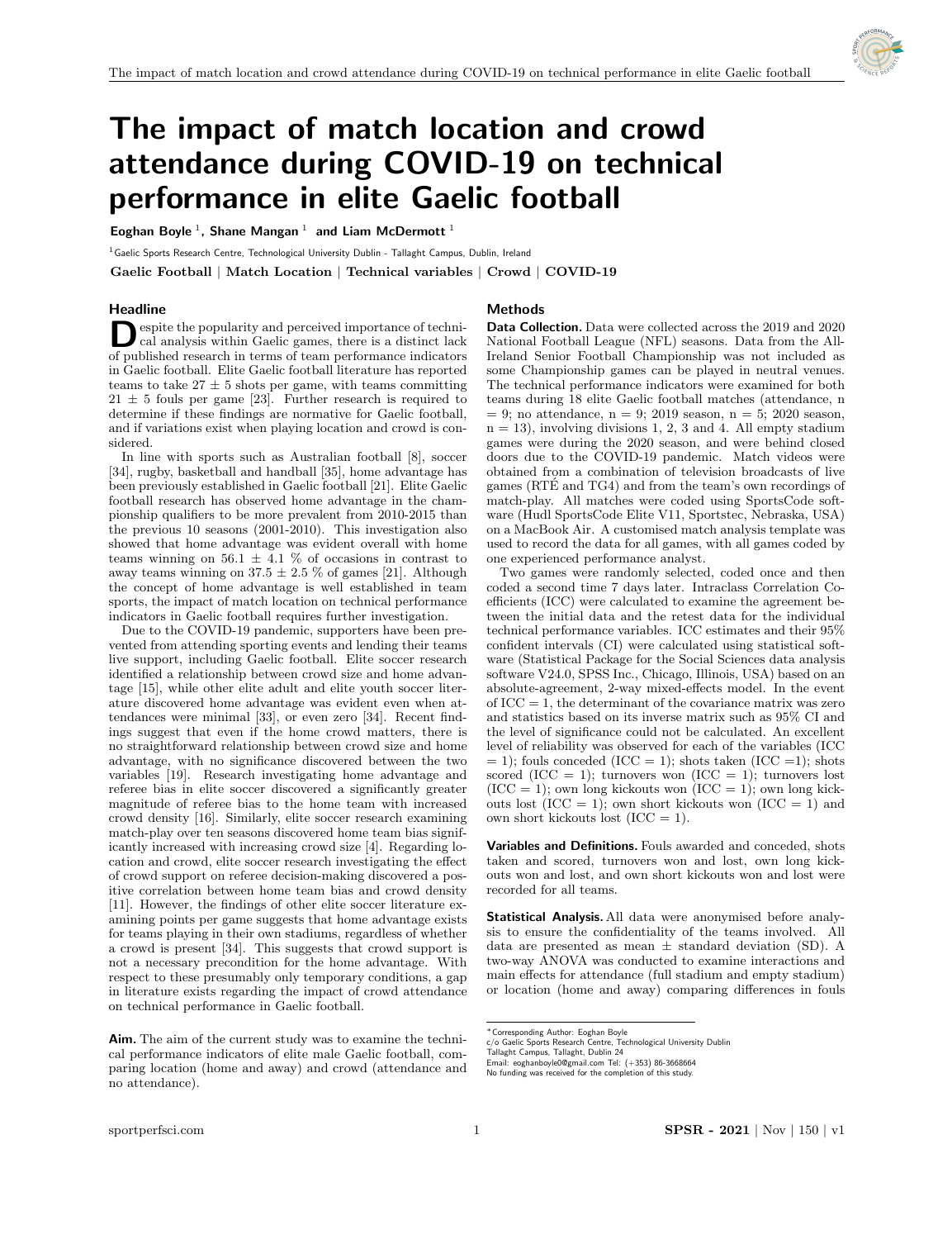# The impact of match location and crowd attendance during COVID-19 on technical performance in elite Gaelic football

**Eoghan Boyle** [1], **Shane Mangan** [1] **and Liam McDermott** [1]

[1] Gaelic Sports Research Centre, Technological University Dublin - Tallaght Campus, Dublin, Ireland

**Gaelic Football | Match Location | Technical variables | Crowd | COVID-19**

## Headline

Despite the popularity and perceived importance of technical analysis within Gaelic games, there is a distinct lack of published research in terms of team performance indicators in Gaelic football. Elite Gaelic football literature has reported teams to take 27 ± 5 shots per game, with teams committing 21 ± 5 fouls per game [23]. Further research is required to determine if these findings are normative for Gaelic football, and if variations exist when playing location and crowd is considered.

In line with sports such as Australian football [8], soccer [34], rugby, basketball and handball [35], home advantage has been previously established in Gaelic football [21]. Elite Gaelic football research has observed home advantage in the championship qualifiers to be more prevalent from 2010-2015 than the previous 10 seasons (2001-2010). This investigation also showed that home advantage was evident overall with home teams winning on 56.1 ± 4.1 % of occasions in contrast to away teams winning on 37.5 ± 2.5 % of games [21]. Although the concept of home advantage is well established in team sports, the impact of match location on technical performance indicators in Gaelic football requires further investigation.

Due to the COVID-19 pandemic, supporters have been prevented from attending sporting events and lending their teams live support, including Gaelic football. Elite soccer research identified a relationship between crowd size and home advantage [15], while other elite adult and elite youth soccer literature discovered home advantage was evident even when attendances were minimal [33], or even zero [34]. Recent findings suggest that even if the home crowd matters, there is no straightforward relationship between crowd size and home advantage, with no significance discovered between the two variables [19]. Research investigating home advantage and referee bias in elite soccer discovered a significantly greater magnitude of referee bias to the home team with increased crowd density [16]. Similarly, elite soccer research examining match-play over ten seasons discovered home team bias significantly increased with increasing crowd size [4]. Regarding location and crowd, elite soccer research investigating the effect of crowd support on referee decision-making discovered a positive correlation between home team bias and crowd density [11]. However, the findings of other elite soccer literature examining points per game suggests that home advantage exists for teams playing in their own stadiums, regardless of whether a crowd is present [34]. This suggests that crowd support is not a necessary precondition for the home advantage. With respect to these presumably only temporary conditions, a gap in literature exists regarding the impact of crowd attendance on technical performance in Gaelic football.

**Aim.** The aim of the current study was to examine the technical performance indicators of elite male Gaelic football, comparing location (home and away) and crowd (attendance and no attendance).

## Methods

**Data Collection.** Data were collected across the 2019 and 2020 National Football League (NFL) seasons. Data from the All-Ireland Senior Football Championship was not included as some Championship games can be played in neutral venues. The technical performance indicators were examined for both teams during 18 elite Gaelic football matches (attendance, n = 9; no attendance, n = 9; 2019 season, n = 5; 2020 season, n = 13), involving divisions 1, 2, 3 and 4. All empty stadium games were during the 2020 season, and were behind closed doors due to the COVID-19 pandemic. Match videos were obtained from a combination of television broadcasts of live games (RTÉ and TG4) and from the team's own recordings of match-play. All matches were coded using SportsCode software (Hudl SportsCode Elite V11, Sportstec, Nebraska, USA) on a MacBook Air. A customised match analysis template was used to record the data for all games, with all games coded by one experienced performance analyst.

Two games were randomly selected, coded once and then coded a second time 7 days later. Intraclass Correlation Coefficients (ICC) were calculated to examine the agreement between the initial data and the retest data for the individual technical performance variables. ICC estimates and their 95% confident intervals (CI) were calculated using statistical software (Statistical Package for the Social Sciences data analysis software V24.0, SPSS Inc., Chicago, Illinois, USA) based on an absolute-agreement, 2-way mixed-effects model. In the event of ICC = 1, the determinant of the covariance matrix was zero and statistics based on its inverse matrix such as 95% CI and the level of significance could not be calculated. An excellent level of reliability was observed for each of the variables (ICC = 1); fouls conceded (ICC = 1); shots taken (ICC =1); shots scored (ICC = 1); turnovers won (ICC = 1); turnovers lost (ICC = 1); own long kickouts won (ICC = 1); own long kickouts lost (ICC = 1); own short kickouts won (ICC = 1) and own short kickouts lost (ICC = 1).

**Variables and Definitions.** Fouls awarded and conceded, shots taken and scored, turnovers won and lost, own long kickouts won and lost, and own short kickouts won and lost were recorded for all teams.

**Statistical Analysis.** All data were anonymised before analysis to ensure the confidentiality of the teams involved. All data are presented as mean ± standard deviation (SD). A two-way ANOVA was conducted to examine interactions and main effects for attendance (full stadium and empty stadium) or location (home and away) comparing differences in fouls

\*Corresponding Author: Eoghan Boyle
c/o Gaelic Sports Research Centre, Technological University Dublin
Tallaght Campus, Tallaght, Dublin 24
Email: eoghanboyle0@gmail.com Tel: (+353) 86-3668664
No funding was received for the completion of this study.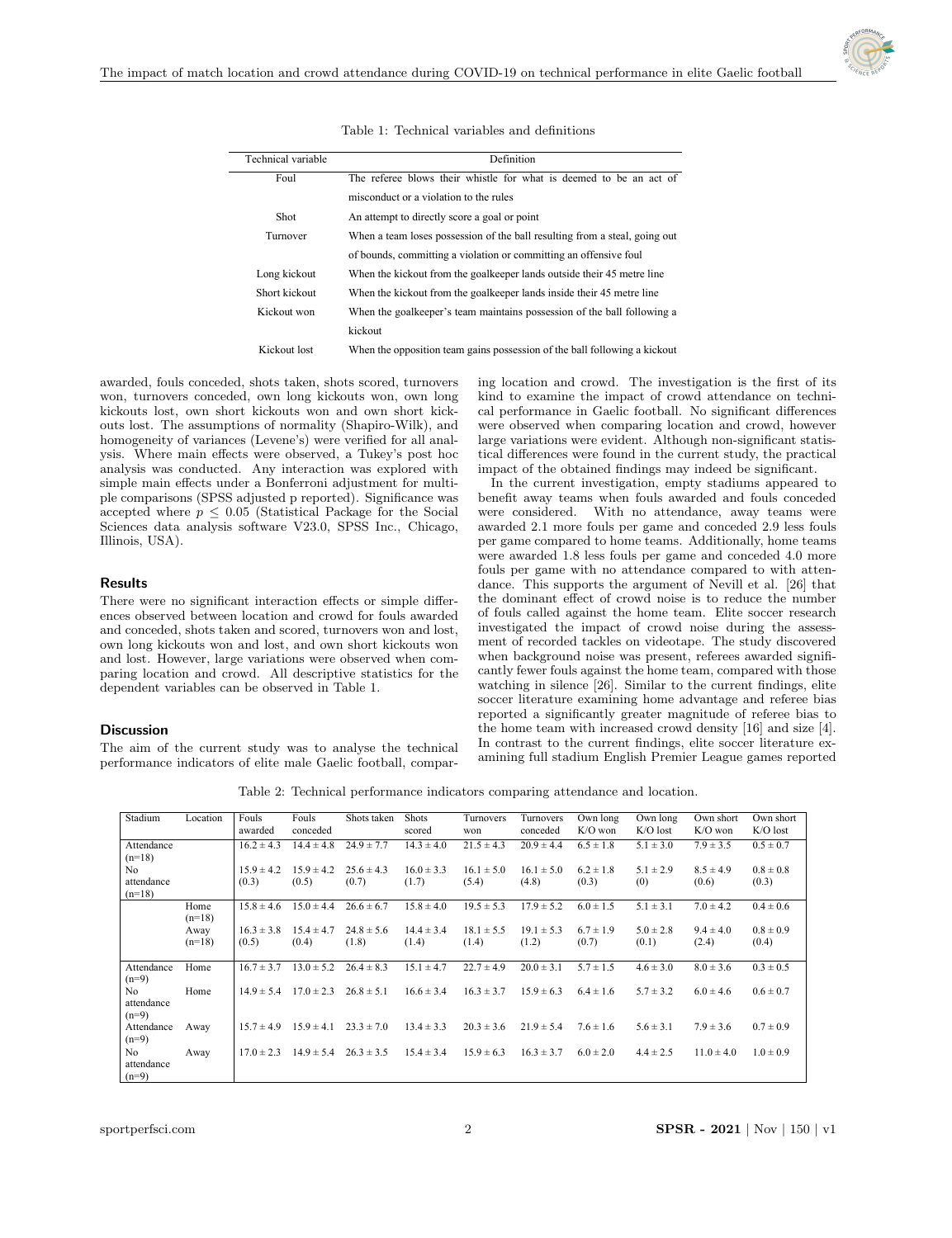Table 1: Technical variables and definitions

| Technical variable | Definition |
|---|---|
| Foul | The referee blows their whistle for what is deemed to be an act of misconduct or a violation to the rules |
| Shot | An attempt to directly score a goal or point |
| Turnover | When a team loses possession of the ball resulting from a steal, going out of bounds, committing a violation or committing an offensive foul |
| Long kickout | When the kickout from the goalkeeper lands outside their 45 metre line |
| Short kickout | When the kickout from the goalkeeper lands inside their 45 metre line |
| Kickout won | When the goalkeeper's team maintains possession of the ball following a kickout |
| Kickout lost | When the opposition team gains possession of the ball following a kickout |

awarded, fouls conceded, shots taken, shots scored, turnovers won, turnovers conceded, own long kickouts won, own long kickouts lost, own short kickouts won and own short kickouts lost. The assumptions of normality (Shapiro-Wilk), and homogeneity of variances (Levene's) were verified for all analysis. Where main effects were observed, a Tukey's post hoc analysis was conducted. Any interaction was explored with simple main effects under a Bonferroni adjustment for multiple comparisons (SPSS adjusted p reported). Significance was accepted where $p \leq 0.05$ (Statistical Package for the Social Sciences data analysis software V23.0, SPSS Inc., Chicago, Illinois, USA).

## Results

There were no significant interaction effects or simple differences observed between location and crowd for fouls awarded and conceded, shots taken and scored, turnovers won and lost, own long kickouts won and lost, and own short kickouts won and lost. However, large variations were observed when comparing location and crowd. All descriptive statistics for the dependent variables can be observed in Table 1.

## Discussion

The aim of the current study was to analyse the technical performance indicators of elite male Gaelic football, comparing location and crowd. The investigation is the first of its kind to examine the impact of crowd attendance on technical performance in Gaelic football. No significant differences were observed when comparing location and crowd, however large variations were evident. Although non-significant statistical differences were found in the current study, the practical impact of the obtained findings may indeed be significant.

In the current investigation, empty stadiums appeared to benefit away teams when fouls awarded and fouls conceded were considered. With no attendance, away teams were awarded 2.1 more fouls per game and conceded 2.9 less fouls per game compared to home teams. Additionally, home teams were awarded 1.8 less fouls per game and conceded 4.0 more fouls per game with no attendance compared to with attendance. This supports the argument of Nevill et al. [26] that the dominant effect of crowd noise is to reduce the number of fouls called against the home team. Elite soccer research investigated the impact of crowd noise during the assessment of recorded tackles on videotape. The study discovered when background noise was present, referees awarded significantly fewer fouls against the home team, compared with those watching in silence [26]. Similar to the current findings, elite soccer literature examining home advantage and referee bias reported a significantly greater magnitude of referee bias to the home team with increased crowd density [16] and size [4]. In contrast to the current findings, elite soccer literature examining full stadium English Premier League games reported

Table 2: Technical performance indicators comparing attendance and location.

| Stadium | Location | Fouls awarded | Fouls conceded | Shots taken | Shots scored | Turnovers won | Turnovers conceded | Own long K/O won | Own long K/O lost | Own short K/O won | Own short K/O lost |
|---|---|---|---|---|---|---|---|---|---|---|---|
| Attendance (n=18) | | 16.2 ± 4.3 | 14.4 ± 4.8 | 24.9 ± 7.7 | 14.3 ± 4.0 | 21.5 ± 4.3 | 20.9 ± 4.4 | 6.5 ± 1.8 | 5.1 ± 3.0 | 7.9 ± 3.5 | 0.5 ± 0.7 |
| No attendance (n=18) | | 15.9 ± 4.2 (0.3) | 15.9 ± 4.2 (0.5) | 25.6 ± 4.3 (0.7) | 16.0 ± 3.3 (1.7) | 16.1 ± 5.0 (5.4) | 16.1 ± 5.0 (4.8) | 6.2 ± 1.8 (0.3) | 5.1 ± 2.9 (0) | 8.5 ± 4.9 (0.6) | 0.8 ± 0.8 (0.3) |
| | Home (n=18) | 15.8 ± 4.6 | 15.0 ± 4.4 | 26.6 ± 6.7 | 15.8 ± 4.0 | 19.5 ± 5.3 | 17.9 ± 5.2 | 6.0 ± 1.5 | 5.1 ± 3.1 | 7.0 ± 4.2 | 0.4 ± 0.6 |
| | Away (n=18) | 16.3 ± 3.8 (0.5) | 15.4 ± 4.7 (0.4) | 24.8 ± 5.6 (1.8) | 14.4 ± 3.4 (1.4) | 18.1 ± 5.5 (1.4) | 19.1 ± 5.3 (1.2) | 6.7 ± 1.9 (0.7) | 5.0 ± 2.8 (0.1) | 9.4 ± 4.0 (2.4) | 0.8 ± 0.9 (0.4) |
| Attendance (n=9) | Home | 16.7 ± 3.7 | 13.0 ± 5.2 | 26.4 ± 8.3 | 15.1 ± 4.7 | 22.7 ± 4.9 | 20.0 ± 3.1 | 5.7 ± 1.5 | 4.6 ± 3.0 | 8.0 ± 3.6 | 0.3 ± 0.5 |
| No attendance (n=9) | Home | 14.9 ± 5.4 | 17.0 ± 2.3 | 26.8 ± 5.1 | 16.6 ± 3.4 | 16.3 ± 3.7 | 15.9 ± 6.3 | 6.4 ± 1.6 | 5.7 ± 3.2 | 6.0 ± 4.6 | 0.6 ± 0.7 |
| Attendance (n=9) | Away | 15.7 ± 4.9 | 15.9 ± 4.1 | 23.3 ± 7.0 | 13.4 ± 3.3 | 20.3 ± 3.6 | 21.9 ± 5.4 | 7.6 ± 1.6 | 5.6 ± 3.1 | 7.9 ± 3.6 | 0.7 ± 0.9 |
| No attendance (n=9) | Away | 17.0 ± 2.3 | 14.9 ± 5.4 | 26.3 ± 3.5 | 15.4 ± 3.4 | 15.9 ± 6.3 | 16.3 ± 3.7 | 6.0 ± 2.0 | 4.4 ± 2.5 | 11.0 ± 4.0 | 1.0 ± 0.9 |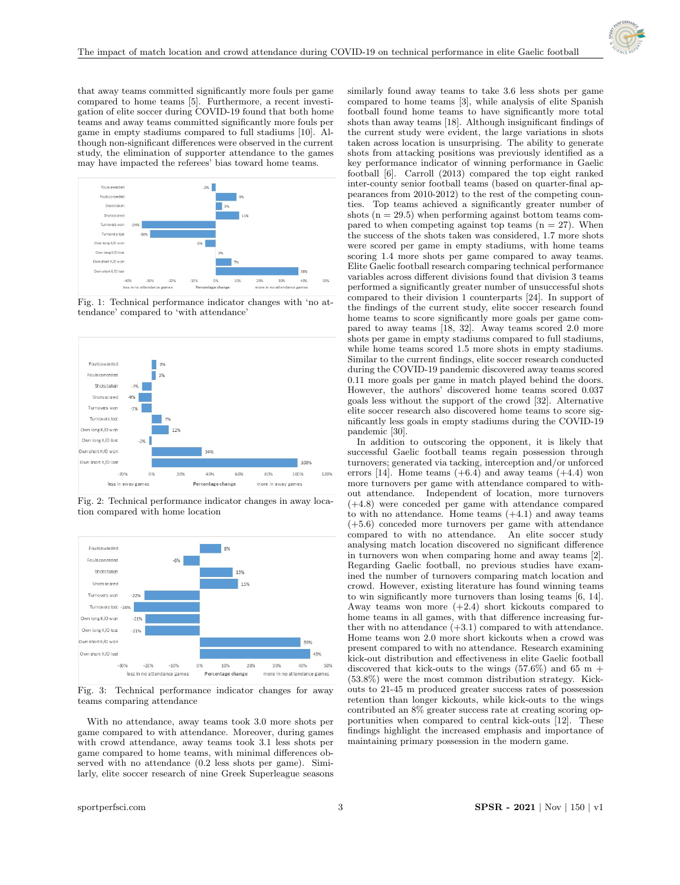that away teams committed significantly more fouls per game compared to home teams [5]. Furthermore, a recent investigation of elite soccer during COVID-19 found that both home teams and away teams committed significantly more fouls per game in empty stadiums compared to full stadiums [10]. Although non-significant differences were observed in the current study, the elimination of supporter attendance to the games may have impacted the referees' bias toward home teams.

Fig. 1: Technical performance indicator changes with 'no attendance' compared to 'with attendance'

Fig. 2: Technical performance indicator changes in away location compared with home location

Fig. 3: Technical performance indicator changes for away teams comparing attendance

With no attendance, away teams took 3.0 more shots per game compared to with attendance. Moreover, during games with crowd attendance, away teams took 3.1 less shots per game compared to home teams, with minimal differences observed with no attendance (0.2 less shots per game). Similarly, elite soccer research of nine Greek Superleague seasons similarly found away teams to take 3.6 less shots per game compared to home teams [3], while analysis of elite Spanish football found home teams to have significantly more total shots than away teams [18]. Although insignificant findings of the current study were evident, the large variations in shots taken across location is unsurprising. The ability to generate shots from attacking positions was previously identified as a key performance indicator of winning performance in Gaelic football [6]. Carroll (2013) compared the top eight ranked inter-county senior football teams (based on quarter-final appearances from 2010-2012) to the rest of the competing counties. Top teams achieved a significantly greater number of shots (n = 29.5) when performing against bottom teams compared to when competing against top teams (n = 27). When the success of the shots taken was considered, 1.7 more shots were scored per game in empty stadiums, with home teams scoring 1.4 more shots per game compared to away teams. Elite Gaelic football research comparing technical performance variables across different divisions found that division 3 teams performed a significantly greater number of unsuccessful shots compared to their division 1 counterparts [24]. In support of the findings of the current study, elite soccer research found home teams to score significantly more goals per game compared to away teams [18, 32]. Away teams scored 2.0 more shots per game in empty stadiums compared to full stadiums, while home teams scored 1.5 more shots in empty stadiums. Similar to the current findings, elite soccer research conducted during the COVID-19 pandemic discovered away teams scored 0.11 more goals per game in match played behind the doors. However, the authors' discovered home teams scored 0.037 goals less without the support of the crowd [32]. Alternative elite soccer research also discovered home teams to score significantly less goals in empty stadiums during the COVID-19 pandemic [30].

In addition to outscoring the opponent, it is likely that successful Gaelic football teams regain possession through turnovers; generated via tacking, interception and/or unforced errors [14]. Home teams (+6.4) and away teams (+4.4) won more turnovers per game with attendance compared to without attendance. Independent of location, more turnovers (+4.8) were conceded per game with attendance compared to with no attendance. Home teams (+4.1) and away teams (+5.6) conceded more turnovers per game with attendance compared to with no attendance. An elite soccer study analysing match location discovered no significant difference in turnovers won when comparing home and away teams [2]. Regarding Gaelic football, no previous studies have examined the number of turnovers comparing match location and crowd. However, existing literature has found winning teams to win significantly more turnovers than losing teams [6, 14]. Away teams won more (+2.4) short kickouts compared to home teams in all games, with that difference increasing further with no attendance (+3.1) compared to with attendance. Home teams won 2.0 more short kickouts when a crowd was present compared to with no attendance. Research examining kick-out distribution and effectiveness in elite Gaelic football discovered that kick-outs to the wings (57.6%) and 65 m + (53.8%) were the most common distribution strategy. Kick-outs to 21-45 m produced greater success rates of possession retention than longer kickouts, while kick-outs to the wings contributed an 8% greater success rate at creating scoring opportunities when compared to central kick-outs [12]. These findings highlight the increased emphasis and importance of maintaining primary possession in the modern game.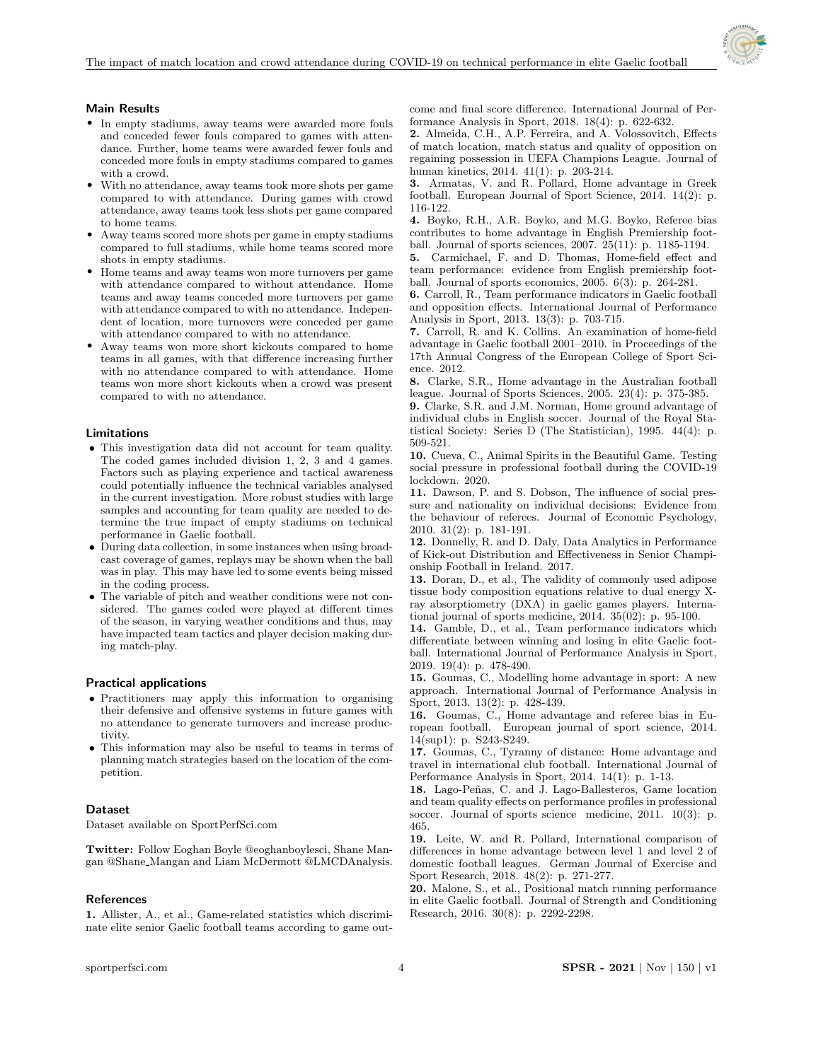### Main Results

- In empty stadiums, away teams were awarded more fouls and conceded fewer fouls compared to games with attendance. Further, home teams were awarded fewer fouls and conceded more fouls in empty stadiums compared to games with a crowd.
- With no attendance, away teams took more shots per game compared to with attendance. During games with crowd attendance, away teams took less shots per game compared to home teams.
- Away teams scored more shots per game in empty stadiums compared to full stadiums, while home teams scored more shots in empty stadiums.
- Home teams and away teams won more turnovers per game with attendance compared to without attendance. Home teams and away teams conceded more turnovers per game with attendance compared to with no attendance. Independent of location, more turnovers were conceded per game with attendance compared to with no attendance.
- Away teams won more short kickouts compared to home teams in all games, with that difference increasing further with no attendance compared to with attendance. Home teams won more short kickouts when a crowd was present compared to with no attendance.

### Limitations

- This investigation data did not account for team quality. The coded games included division 1, 2, 3 and 4 games. Factors such as playing experience and tactical awareness could potentially influence the technical variables analysed in the current investigation. More robust studies with large samples and accounting for team quality are needed to determine the true impact of empty stadiums on technical performance in Gaelic football.
- During data collection, in some instances when using broadcast coverage of games, replays may be shown when the ball was in play. This may have led to some events being missed in the coding process.
- The variable of pitch and weather conditions were not considered. The games coded were played at different times of the season, in varying weather conditions and thus, may have impacted team tactics and player decision making during match-play.

### Practical applications

- Practitioners may apply this information to organising their defensive and offensive systems in future games with no attendance to generate turnovers and increase productivity.
- This information may also be useful to teams in terms of planning match strategies based on the location of the competition.

### Dataset

Dataset available on SportPerfSci.com

**Twitter:** Follow Eoghan Boyle @eoghanboylesci, Shane Mangan @Shane_Mangan and Liam McDermott @LMCDAnalysis.

### References

**1.** Allister, A., et al., Game-related statistics which discriminate elite senior Gaelic football teams according to game outcome and final score difference. International Journal of Performance Analysis in Sport, 2018. 18(4): p. 622-632.

**2.** Almeida, C.H., A.P. Ferreira, and A. Volossovitch, Effects of match location, match status and quality of opposition on regaining possession in UEFA Champions League. Journal of human kinetics, 2014. 41(1): p. 203-214.

**3.** Armatas, V. and R. Pollard, Home advantage in Greek football. European Journal of Sport Science, 2014. 14(2): p. 116-122.

**4.** Boyko, R.H., A.R. Boyko, and M.G. Boyko, Referee bias contributes to home advantage in English Premiership football. Journal of sports sciences, 2007. 25(11): p. 1185-1194.

**5.** Carmichael, F. and D. Thomas, Home-field effect and team performance: evidence from English premiership football. Journal of sports economics, 2005. 6(3): p. 264-281.

**6.** Carroll, R., Team performance indicators in Gaelic football and opposition effects. International Journal of Performance Analysis in Sport, 2013. 13(3): p. 703-715.

**7.** Carroll, R. and K. Collins. An examination of home-field advantage in Gaelic football 2001–2010. in Proceedings of the 17th Annual Congress of the European College of Sport Science. 2012.

**8.** Clarke, S.R., Home advantage in the Australian football league. Journal of Sports Sciences, 2005. 23(4): p. 375-385.

**9.** Clarke, S.R. and J.M. Norman, Home ground advantage of individual clubs in English soccer. Journal of the Royal Statistical Society: Series D (The Statistician), 1995. 44(4): p. 509-521.

**10.** Cueva, C., Animal Spirits in the Beautiful Game. Testing social pressure in professional football during the COVID-19 lockdown. 2020.

**11.** Dawson, P. and S. Dobson, The influence of social pressure and nationality on individual decisions: Evidence from the behaviour of referees. Journal of Economic Psychology, 2010. 31(2): p. 181-191.

**12.** Donnelly, R. and D. Daly, Data Analytics in Performance of Kick-out Distribution and Effectiveness in Senior Championship Football in Ireland. 2017.

**13.** Doran, D., et al., The validity of commonly used adipose tissue body composition equations relative to dual energy X-ray absorptiometry (DXA) in gaelic games players. International journal of sports medicine, 2014. 35(02): p. 95-100.

**14.** Gamble, D., et al., Team performance indicators which differentiate between winning and losing in elite Gaelic football. International Journal of Performance Analysis in Sport, 2019. 19(4): p. 478-490.

**15.** Goumas, C., Modelling home advantage in sport: A new approach. International Journal of Performance Analysis in Sport, 2013. 13(2): p. 428-439.

**16.** Goumas, C., Home advantage and referee bias in European football. European journal of sport science, 2014. 14(sup1): p. S243-S249.

**17.** Goumas, C., Tyranny of distance: Home advantage and travel in international club football. International Journal of Performance Analysis in Sport, 2014. 14(1): p. 1-13.

**18.** Lago-Peñas, C. and J. Lago-Ballesteros, Game location and team quality effects on performance profiles in professional soccer. Journal of sports science medicine, 2011. 10(3): p. 465.

**19.** Leite, W. and R. Pollard, International comparison of differences in home advantage between level 1 and level 2 of domestic football leagues. German Journal of Exercise and Sport Research, 2018. 48(2): p. 271-277.

**20.** Malone, S., et al., Positional match running performance in elite Gaelic football. Journal of Strength and Conditioning Research, 2016. 30(8): p. 2292-2298.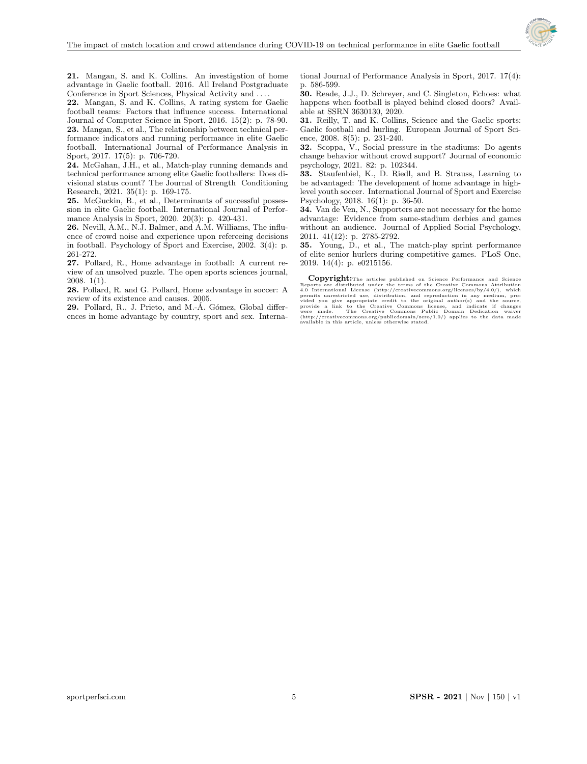**21.** Mangan, S. and K. Collins. An investigation of home advantage in Gaelic football. 2016. All Ireland Postgraduate Conference in Sport Sciences, Physical Activity and . . . .

**22.** Mangan, S. and K. Collins, A rating system for Gaelic football teams: Factors that influence success. International Journal of Computer Science in Sport, 2016. 15(2): p. 78-90.

**23.** Mangan, S., et al., The relationship between technical performance indicators and running performance in elite Gaelic football. International Journal of Performance Analysis in Sport, 2017. 17(5): p. 706-720.

**24.** McGahan, J.H., et al., Match-play running demands and technical performance among elite Gaelic footballers: Does divisional status count? The Journal of Strength Conditioning Research, 2021. 35(1): p. 169-175.

**25.** McGuckin, B., et al., Determinants of successful possession in elite Gaelic football. International Journal of Performance Analysis in Sport, 2020. 20(3): p. 420-431.

**26.** Nevill, A.M., N.J. Balmer, and A.M. Williams, The influence of crowd noise and experience upon refereeing decisions in football. Psychology of Sport and Exercise, 2002. 3(4): p. 261-272.

**27.** Pollard, R., Home advantage in football: A current review of an unsolved puzzle. The open sports sciences journal, 2008. 1(1).

**28.** Pollard, R. and G. Pollard, Home advantage in soccer: A review of its existence and causes. 2005.

**29.** Pollard, R., J. Prieto, and M.-Á. Gómez, Global differences in home advantage by country, sport and sex. International Journal of Performance Analysis in Sport, 2017. 17(4): p. 586-599.

**30.** Reade, J.J., D. Schreyer, and C. Singleton, Echoes: what happens when football is played behind closed doors? Available at SSRN 3630130, 2020.

**31.** Reilly, T. and K. Collins, Science and the Gaelic sports: Gaelic football and hurling. European Journal of Sport Science, 2008. 8(5): p. 231-240.

**32.** Scoppa, V., Social pressure in the stadiums: Do agents change behavior without crowd support? Journal of economic psychology, 2021. 82: p. 102344.

**33.** Staufenbiel, K., D. Riedl, and B. Strauss, Learning to be advantaged: The development of home advantage in high-level youth soccer. International Journal of Sport and Exercise Psychology, 2018. 16(1): p. 36-50.

**34.** Van de Ven, N., Supporters are not necessary for the home advantage: Evidence from same-stadium derbies and games without an audience. Journal of Applied Social Psychology, 2011. 41(12): p. 2785-2792.

**35.** Young, D., et al., The match-play sprint performance of elite senior hurlers during competitive games. PLoS One, 2019. 14(4): p. e0215156.

**Copyright:** The articles published on Science Performance and Science Reports are distributed under the terms of the Creative Commons Attribution 4.0 International License (http://creativecommons.org/licenses/by/4.0/), which permits unrestricted use, distribution, and reproduction in any medium, provided you give appropriate credit to the original author(s) and the source, provide a link to the Creative Commons license, and indicate if changes were made. The Creative Commons Public Domain Dedication waiver (http://creativecommons.org/publicdomain/zero/1.0/) applies to the data made available in this article, unless otherwise stated.